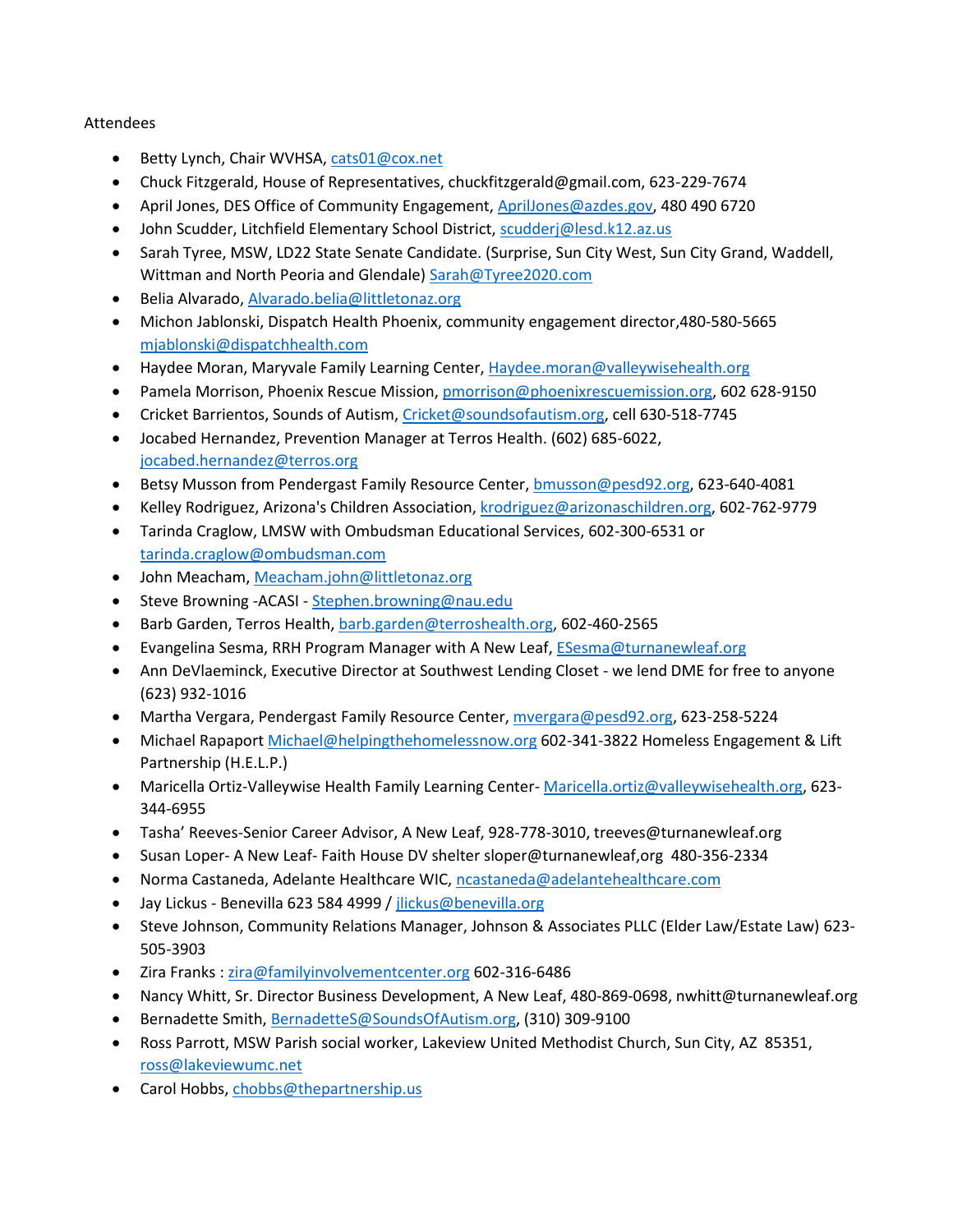Attendees

- Betty Lynch, Chair WVHSA, cats01@cox.net
- Chuck Fitzgerald, House of Representatives, chuckfitzgerald@gmail.com, 623-229-7674
- April Jones, DES Office of Community Engagement, AprilJones@azdes.gov, 480 490 6720
- John Scudder, Litchfield Elementary School District, scudderj@lesd.k12.az.us
- Sarah Tyree, MSW, LD22 State Senate Candidate. (Surprise, Sun City West, Sun City Grand, Waddell, Wittman and North Peoria and Glendale) Sarah@Tyree2020.com
- Belia Alvarado, Alvarado.belia@littletonaz.org
- Michon Jablonski, Dispatch Health Phoenix, community engagement director,480-580-5665 mjablonski@dispatchhealth.com
- Haydee Moran, Maryvale Family Learning Center, Haydee.moran@valleywisehealth.org
- Pamela Morrison, Phoenix Rescue Mission, pmorrison@phoenixrescuemission.org, 602 628-9150
- Cricket Barrientos, Sounds of Autism, Cricket@soundsofautism.org, cell 630-518-7745
- Jocabed Hernandez, Prevention Manager at Terros Health. (602) 685-6022, jocabed.hernandez@terros.org
- Betsy Musson from Pendergast Family Resource Center, bmusson@pesd92.org, 623-640-4081
- Kelley Rodriguez, Arizona's Children Association, krodriguez@arizonaschildren.org, 602-762-9779
- Tarinda Craglow, LMSW with Ombudsman Educational Services, 602-300-6531 or tarinda.craglow@ombudsman.com
- John Meacham, Meacham.john@littletonaz.org
- Steve Browning -ACASI - Stephen.browning@nau.edu
- Barb Garden, Terros Health, barb.garden@terroshealth.org, 602-460-2565
- Evangelina Sesma, RRH Program Manager with A New Leaf, ESesma@turnanewleaf.org
- Ann DeVlaeminck, Executive Director at Southwest Lending Closet - we lend DME for free to anyone (623) 932-1016
- Martha Vergara, Pendergast Family Resource Center, mvergara@pesd92.org, 623-258-5224
- Michael Rapaport Michael@helpingthehomelessnow.org 602-341-3822 Homeless Engagement & Lift Partnership (H.E.L.P.)
- Maricella Ortiz-Valleywise Health Family Learning Center- Maricella.ortiz@valleywisehealth.org, 623-344-6955
- Tasha' Reeves-Senior Career Advisor, A New Leaf, 928-778-3010, treeves@turnanewleaf.org
- Susan Loper- A New Leaf- Faith House DV shelter sloper@turnanewleaf,org 480-356-2334
- Norma Castaneda, Adelante Healthcare WIC, ncastaneda@adelantehealthcare.com
- Jay Lickus - Benevilla 623 584 4999 / jlickus@benevilla.org
- Steve Johnson, Community Relations Manager, Johnson & Associates PLLC (Elder Law/Estate Law) 623-505-3903
- Zira Franks : zira@familyinvolvementcenter.org 602-316-6486
- Nancy Whitt, Sr. Director Business Development, A New Leaf, 480-869-0698, nwhitt@turnanewleaf.org
- Bernadette Smith, BernadetteS@SoundsOfAutism.org, (310) 309-9100
- Ross Parrott, MSW Parish social worker, Lakeview United Methodist Church, Sun City, AZ 85351, ross@lakeviewumc.net
- Carol Hobbs, chobbs@thepartnership.us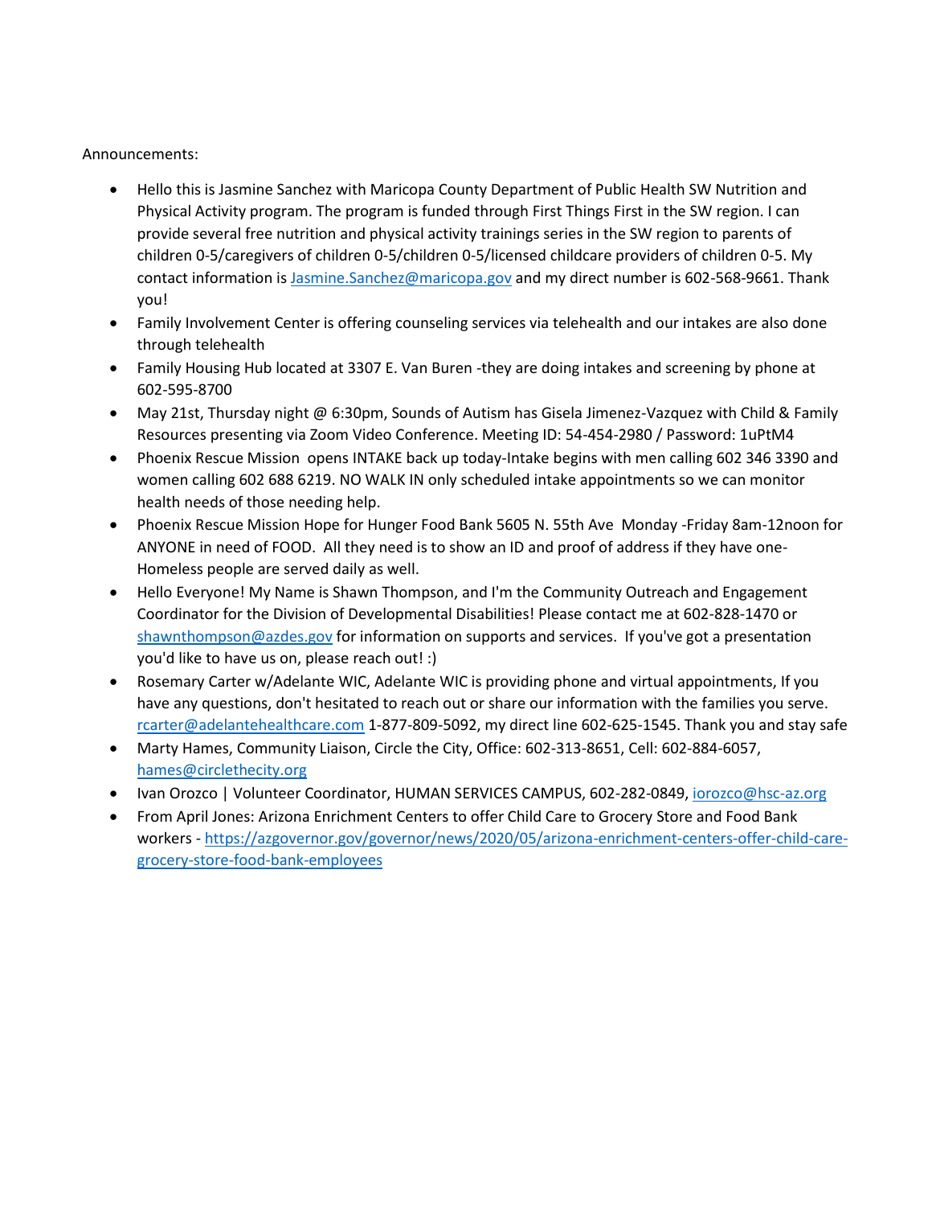Announcements:

- Hello this is Jasmine Sanchez with Maricopa County Department of Public Health SW Nutrition and Physical Activity program. The program is funded through First Things First in the SW region. I can provide several free nutrition and physical activity trainings series in the SW region to parents of children 0-5/caregivers of children 0-5/children 0-5/licensed childcare providers of children 0-5. My contact information is Jasmine.Sanchez@maricopa.gov and my direct number is 602-568-9661. Thank you!
- Family Involvement Center is offering counseling services via telehealth and our intakes are also done through telehealth
- Family Housing Hub located at 3307 E. Van Buren -they are doing intakes and screening by phone at 602-595-8700
- May 21st, Thursday night @ 6:30pm, Sounds of Autism has Gisela Jimenez-Vazquez with Child & Family Resources presenting via Zoom Video Conference. Meeting ID: 54-454-2980 / Password: 1uPtM4
- Phoenix Rescue Mission opens INTAKE back up today-Intake begins with men calling 602 346 3390 and women calling 602 688 6219. NO WALK IN only scheduled intake appointments so we can monitor health needs of those needing help.
- Phoenix Rescue Mission Hope for Hunger Food Bank 5605 N. 55th Ave Monday -Friday 8am-12noon for ANYONE in need of FOOD. All they need is to show an ID and proof of address if they have one- Homeless people are served daily as well.
- Hello Everyone! My Name is Shawn Thompson, and I'm the Community Outreach and Engagement Coordinator for the Division of Developmental Disabilities! Please contact me at 602-828-1470 or shawnthompson@azdes.gov for information on supports and services. If you've got a presentation you'd like to have us on, please reach out! :)
- Rosemary Carter w/Adelante WIC, Adelante WIC is providing phone and virtual appointments, If you have any questions, don't hesitated to reach out or share our information with the families you serve. rcarter@adelantehealthcare.com 1-877-809-5092, my direct line 602-625-1545. Thank you and stay safe
- Marty Hames, Community Liaison, Circle the City, Office: 602-313-8651, Cell: 602-884-6057, hames@circlethecity.org
- Ivan Orozco | Volunteer Coordinator, HUMAN SERVICES CAMPUS, 602-282-0849, iorozco@hsc-az.org
- From April Jones: Arizona Enrichment Centers to offer Child Care to Grocery Store and Food Bank workers - https://azgovernor.gov/governor/news/2020/05/arizona-enrichment-centers-offer-child-care-grocery-store-food-bank-employees